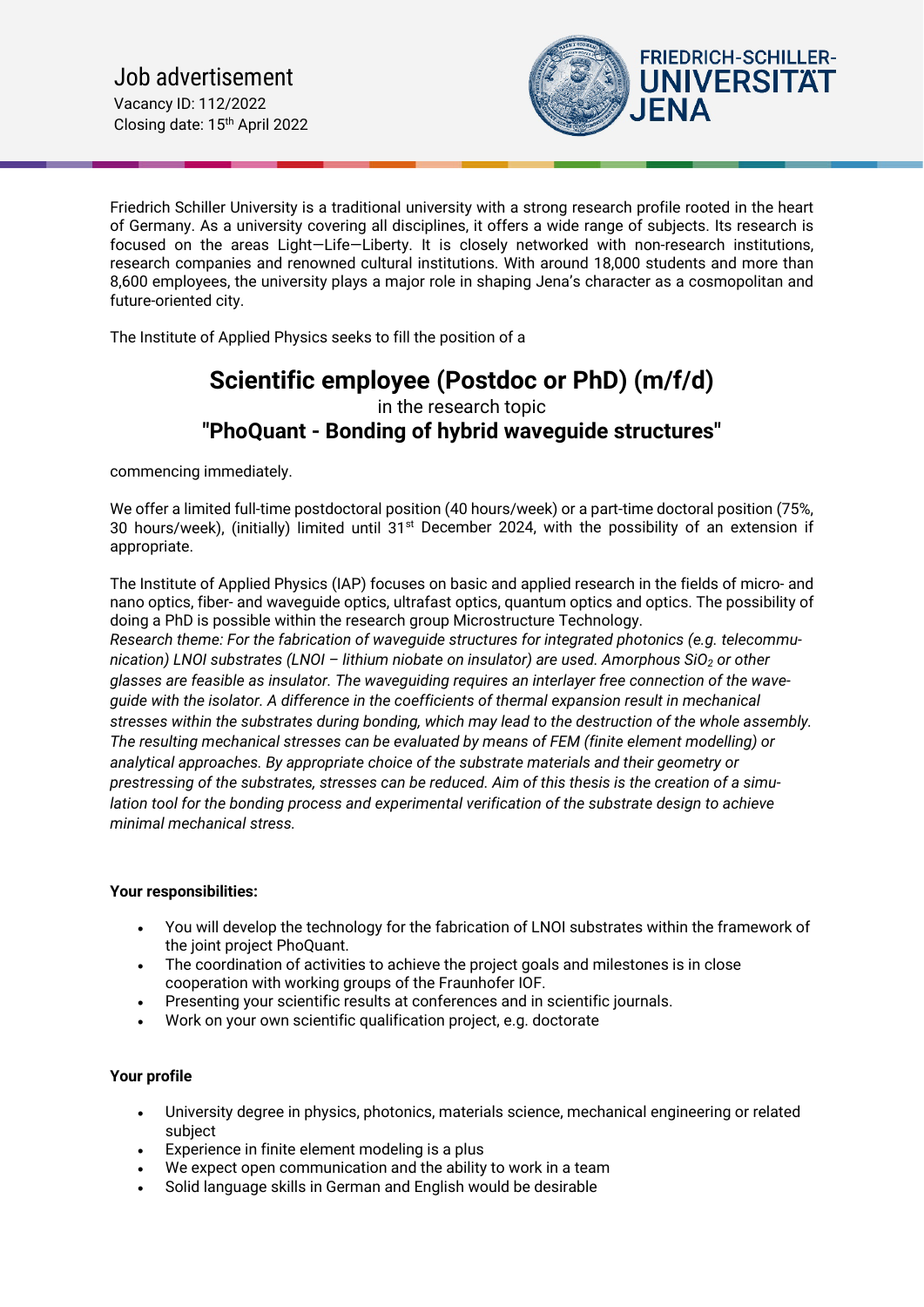# Job advertisement

Vacancy ID: 112/2022
Closing date: 15th April 2022

Friedrich Schiller University is a traditional university with a strong research profile rooted in the heart of Germany. As a university covering all disciplines, it offers a wide range of subjects. Its research is focused on the areas Light—Life—Liberty. It is closely networked with non-research institutions, research companies and renowned cultural institutions. With around 18,000 students and more than 8,600 employees, the university plays a major role in shaping Jena's character as a cosmopolitan and future-oriented city.

The Institute of Applied Physics seeks to fill the position of a

## Scientific employee (Postdoc or PhD) (m/f/d)

in the research topic

## "PhoQuant - Bonding of hybrid waveguide structures"

commencing immediately.

We offer a limited full-time postdoctoral position (40 hours/week) or a part-time doctoral position (75%, 30 hours/week), (initially) limited until 31st December 2024, with the possibility of an extension if appropriate.

The Institute of Applied Physics (IAP) focuses on basic and applied research in the fields of micro- and nano optics, fiber- and waveguide optics, ultrafast optics, quantum optics and optics. The possibility of doing a PhD is possible within the research group Microstructure Technology.

*Research theme: For the fabrication of waveguide structures for integrated photonics (e.g. telecommunication) LNOI substrates (LNOI – lithium niobate on insulator) are used. Amorphous $SiO_2$ or other glasses are feasible as insulator. The waveguiding requires an interlayer free connection of the waveguide with the isolator. A difference in the coefficients of thermal expansion result in mechanical stresses within the substrates during bonding, which may lead to the destruction of the whole assembly. The resulting mechanical stresses can be evaluated by means of FEM (finite element modelling) or analytical approaches. By appropriate choice of the substrate materials and their geometry or prestressing of the substrates, stresses can be reduced. Aim of this thesis is the creation of a simulation tool for the bonding process and experimental verification of the substrate design to achieve minimal mechanical stress.*

### Your responsibilities:

- You will develop the technology for the fabrication of LNOI substrates within the framework of the joint project PhoQuant.
- The coordination of activities to achieve the project goals and milestones is in close cooperation with working groups of the Fraunhofer IOF.
- Presenting your scientific results at conferences and in scientific journals.
- Work on your own scientific qualification project, e.g. doctorate

### Your profile

- University degree in physics, photonics, materials science, mechanical engineering or related subject
- Experience in finite element modeling is a plus
- We expect open communication and the ability to work in a team
- Solid language skills in German and English would be desirable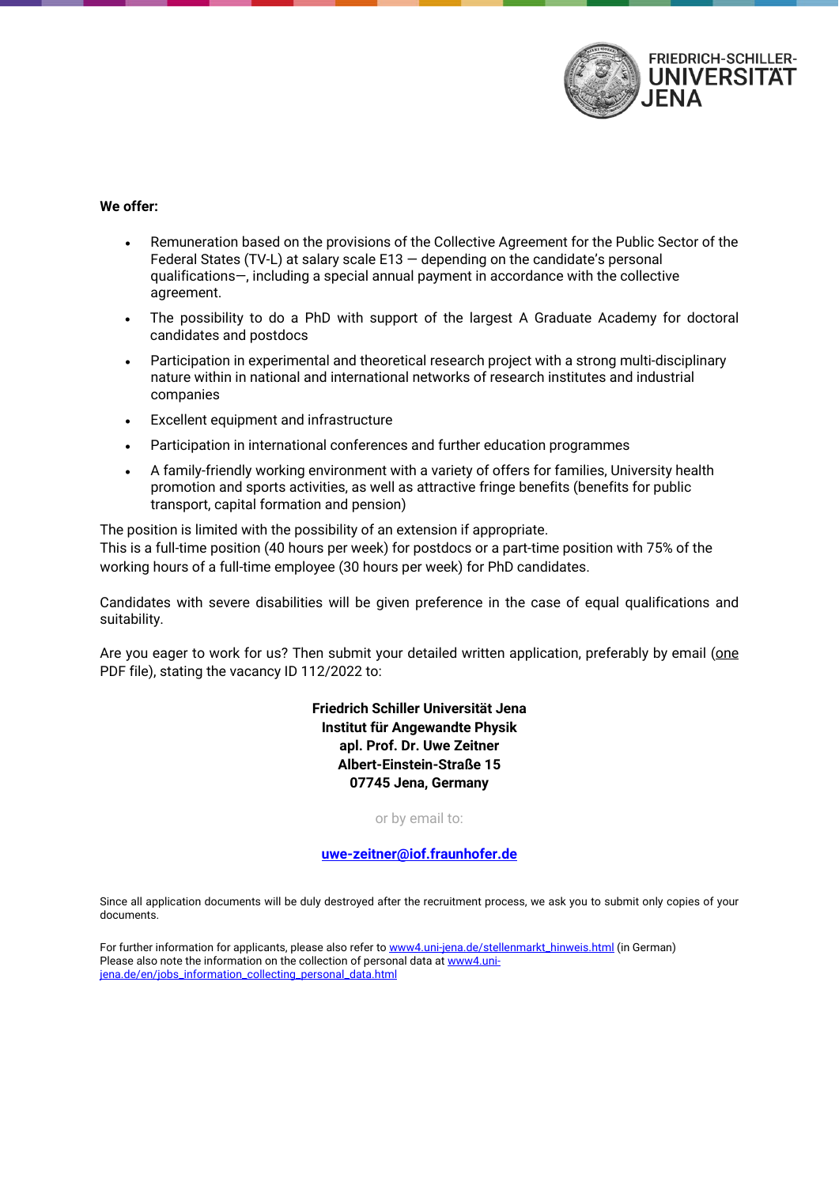**We offer:**

- Remuneration based on the provisions of the Collective Agreement for the Public Sector of the Federal States (TV-L) at salary scale E13 — depending on the candidate's personal qualifications—, including a special annual payment in accordance with the collective agreement.
- The possibility to do a PhD with support of the largest A Graduate Academy for doctoral candidates and postdocs
- Participation in experimental and theoretical research project with a strong multi-disciplinary nature within in national and international networks of research institutes and industrial companies
- Excellent equipment and infrastructure
- Participation in international conferences and further education programmes
- A family-friendly working environment with a variety of offers for families, University health promotion and sports activities, as well as attractive fringe benefits (benefits for public transport, capital formation and pension)

The position is limited with the possibility of an extension if appropriate.
This is a full-time position (40 hours per week) for postdocs or a part-time position with 75% of the working hours of a full-time employee (30 hours per week) for PhD candidates.

Candidates with severe disabilities will be given preference in the case of equal qualifications and suitability.

Are you eager to work for us? Then submit your detailed written application, preferably by email (one PDF file), stating the vacancy ID 112/2022 to:

**Friedrich Schiller Universität Jena**
**Institut für Angewandte Physik**
**apl. Prof. Dr. Uwe Zeitner**
**Albert-Einstein-Straße 15**
**07745 Jena, Germany**

or by email to:

**uwe-zeitner@iof.fraunhofer.de**

Since all application documents will be duly destroyed after the recruitment process, we ask you to submit only copies of your documents.

For further information for applicants, please also refer to www4.uni-jena.de/stellenmarkt_hinweis.html (in German)
Please also note the information on the collection of personal data at www4.uni-jena.de/en/jobs_information_collecting_personal_data.html